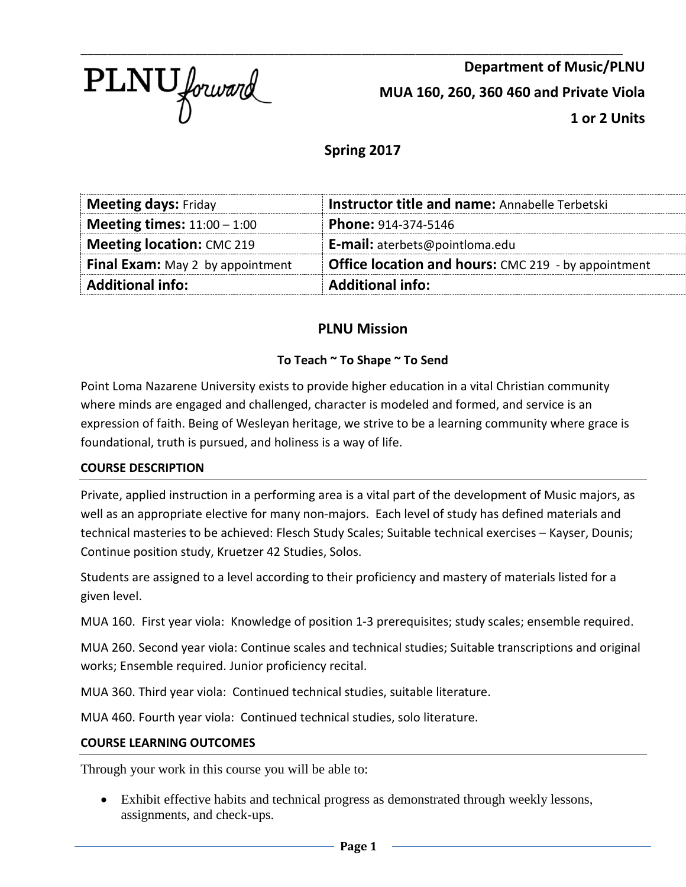PLNU forward

**Department of Music/PLNU**

**MUA 160, 260, 360 460 and Private Viola**

**1 or 2 Units**

## Spring 2017

| **Meeting days:** Friday | **Instructor title and name:** Annabelle Terbetski |
|---|---|
| **Meeting times:** 11:00 – 1:00 | **Phone:** 914-374-5146 |
| **Meeting location:** CMC 219 | **E-mail:** aterbets@pointloma.edu |
| **Final Exam:** May 2 by appointment | **Office location and hours:** CMC 219 - by appointment |
| **Additional info:** | **Additional info:** |

## PLNU Mission

### To Teach ~ To Shape ~ To Send

Point Loma Nazarene University exists to provide higher education in a vital Christian community where minds are engaged and challenged, character is modeled and formed, and service is an expression of faith. Being of Wesleyan heritage, we strive to be a learning community where grace is foundational, truth is pursued, and holiness is a way of life.

### COURSE DESCRIPTION

Private, applied instruction in a performing area is a vital part of the development of Music majors, as well as an appropriate elective for many non-majors. Each level of study has defined materials and technical masteries to be achieved: Flesch Study Scales; Suitable technical exercises – Kayser, Dounis; Continue position study, Kruetzer 42 Studies, Solos.

Students are assigned to a level according to their proficiency and mastery of materials listed for a given level.

MUA 160. First year viola: Knowledge of position 1-3 prerequisites; study scales; ensemble required.

MUA 260. Second year viola: Continue scales and technical studies; Suitable transcriptions and original works; Ensemble required. Junior proficiency recital.

MUA 360. Third year viola: Continued technical studies, suitable literature.

MUA 460. Fourth year viola: Continued technical studies, solo literature.

### COURSE LEARNING OUTCOMES

Through your work in this course you will be able to:

- Exhibit effective habits and technical progress as demonstrated through weekly lessons, assignments, and check-ups.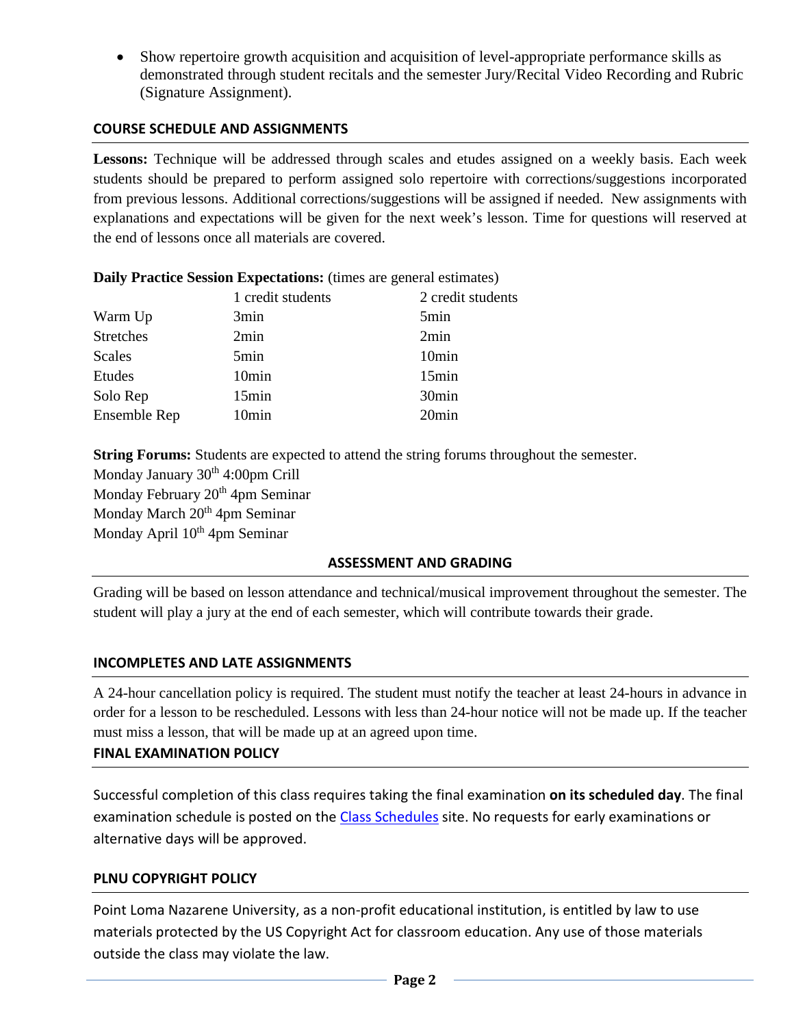- Show repertoire growth acquisition and acquisition of level-appropriate performance skills as demonstrated through student recitals and the semester Jury/Recital Video Recording and Rubric (Signature Assignment).

## COURSE SCHEDULE AND ASSIGNMENTS

**Lessons:** Technique will be addressed through scales and etudes assigned on a weekly basis. Each week students should be prepared to perform assigned solo repertoire with corrections/suggestions incorporated from previous lessons. Additional corrections/suggestions will be assigned if needed. New assignments with explanations and expectations will be given for the next week's lesson. Time for questions will reserved at the end of lessons once all materials are covered.

**Daily Practice Session Expectations:** (times are general estimates)

| | 1 credit students | 2 credit students |
|---|---|---|
| Warm Up | 3min | 5min |
| Stretches | 2min | 2min |
| Scales | 5min | 10min |
| Etudes | 10min | 15min |
| Solo Rep | 15min | 30min |
| Ensemble Rep | 10min | 20min |

**String Forums:** Students are expected to attend the string forums throughout the semester.
Monday January 30th 4:00pm Crill
Monday February 20th 4pm Seminar
Monday March 20th 4pm Seminar
Monday April 10th 4pm Seminar

## ASSESSMENT AND GRADING

Grading will be based on lesson attendance and technical/musical improvement throughout the semester. The student will play a jury at the end of each semester, which will contribute towards their grade.

## INCOMPLETES AND LATE ASSIGNMENTS

A 24-hour cancellation policy is required. The student must notify the teacher at least 24-hours in advance in order for a lesson to be rescheduled. Lessons with less than 24-hour notice will not be made up. If the teacher must miss a lesson, that will be made up at an agreed upon time.

## FINAL EXAMINATION POLICY

Successful completion of this class requires taking the final examination **on its scheduled day**. The final examination schedule is posted on the Class Schedules site. No requests for early examinations or alternative days will be approved.

## PLNU COPYRIGHT POLICY

Point Loma Nazarene University, as a non-profit educational institution, is entitled by law to use materials protected by the US Copyright Act for classroom education. Any use of those materials outside the class may violate the law.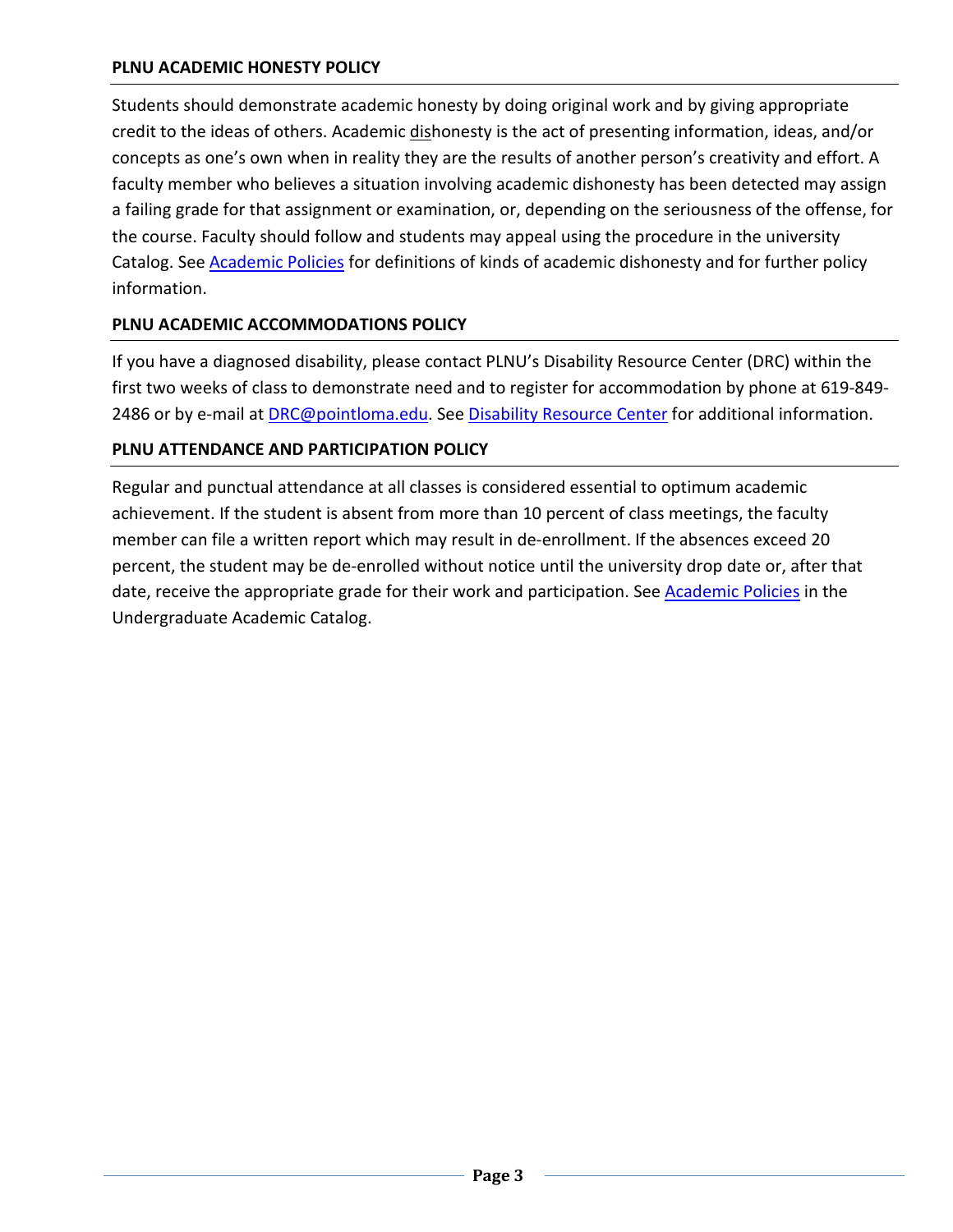**PLNU ACADEMIC HONESTY POLICY**

Students should demonstrate academic honesty by doing original work and by giving appropriate credit to the ideas of others. Academic dishonesty is the act of presenting information, ideas, and/or concepts as one's own when in reality they are the results of another person's creativity and effort. A faculty member who believes a situation involving academic dishonesty has been detected may assign a failing grade for that assignment or examination, or, depending on the seriousness of the offense, for the course. Faculty should follow and students may appeal using the procedure in the university Catalog. See Academic Policies for definitions of kinds of academic dishonesty and for further policy information.

**PLNU ACADEMIC ACCOMMODATIONS POLICY**

If you have a diagnosed disability, please contact PLNU's Disability Resource Center (DRC) within the first two weeks of class to demonstrate need and to register for accommodation by phone at 619-849-2486 or by e-mail at DRC@pointloma.edu. See Disability Resource Center for additional information.

**PLNU ATTENDANCE AND PARTICIPATION POLICY**

Regular and punctual attendance at all classes is considered essential to optimum academic achievement. If the student is absent from more than 10 percent of class meetings, the faculty member can file a written report which may result in de-enrollment. If the absences exceed 20 percent, the student may be de-enrolled without notice until the university drop date or, after that date, receive the appropriate grade for their work and participation. See Academic Policies in the Undergraduate Academic Catalog.